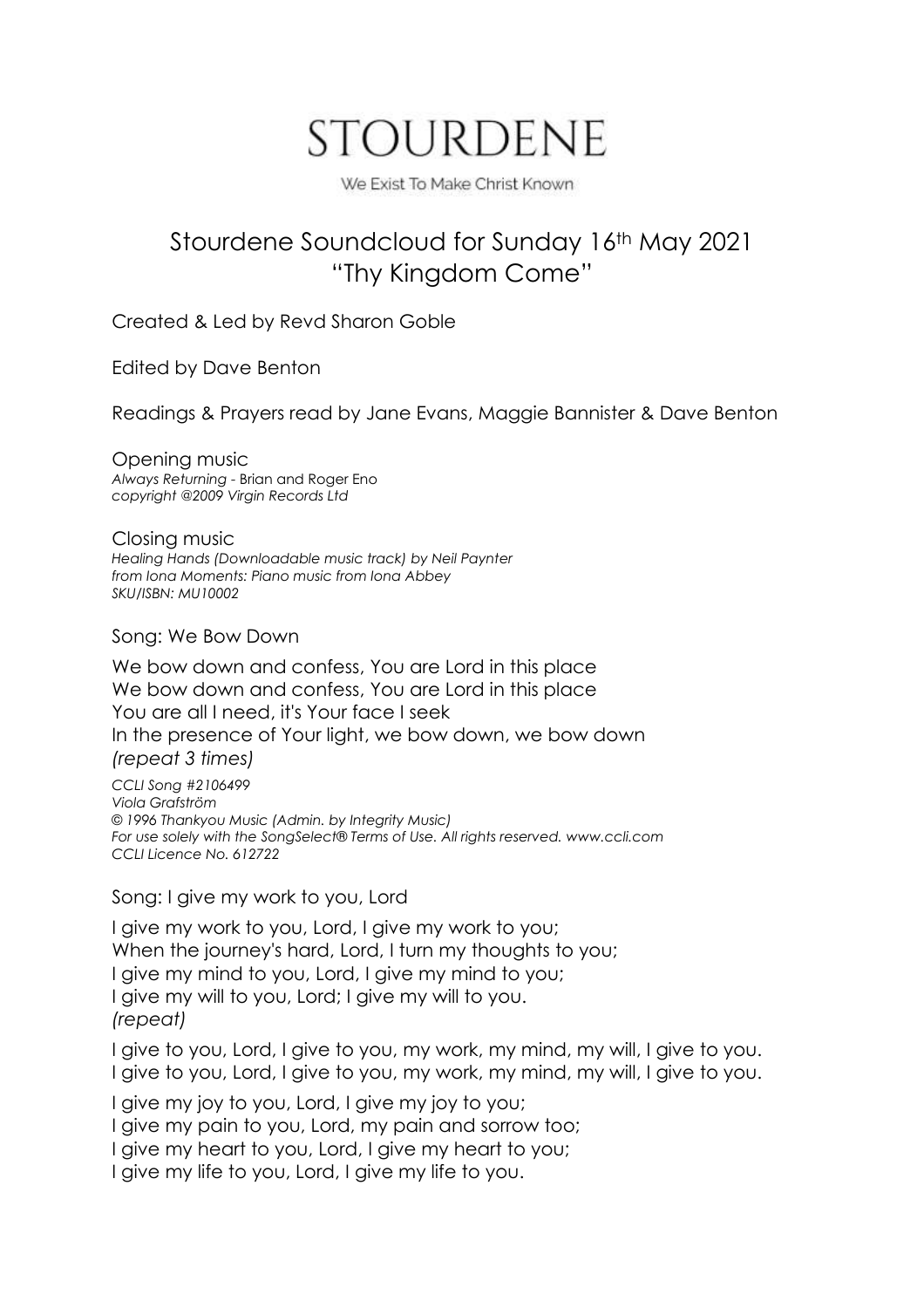# STOURDENE

We Exist To Make Christ Known

## Stourdene Soundcloud for Sunday 16th May 2021
## "Thy Kingdom Come"

Created & Led by Revd Sharon Goble

Edited by Dave Benton

Readings & Prayers read by Jane Evans, Maggie Bannister & Dave Benton

Opening music
*Always Returning* - Brian and Roger Eno
*copyright @2009 Virgin Records Ltd*

Closing music
*Healing Hands (Downloadable music track) by Neil Paynter*
*from Iona Moments: Piano music from Iona Abbey*
*SKU/ISBN: MU10002*

Song: We Bow Down

We bow down and confess, You are Lord in this place
We bow down and confess, You are Lord in this place
You are all I need, it's Your face I seek
In the presence of Your light, we bow down, we bow down
*(repeat 3 times)*

*CCLI Song #2106499*
*Viola Grafström*
*© 1996 Thankyou Music (Admin. by Integrity Music)*
*For use solely with the SongSelect® Terms of Use. All rights reserved. www.ccli.com*
*CCLI Licence No. 612722*

Song: I give my work to you, Lord

I give my work to you, Lord, I give my work to you;
When the journey's hard, Lord, I turn my thoughts to you;
I give my mind to you, Lord, I give my mind to you;
I give my will to you, Lord; I give my will to you.
*(repeat)*

I give to you, Lord, I give to you, my work, my mind, my will, I give to you.
I give to you, Lord, I give to you, my work, my mind, my will, I give to you.

I give my joy to you, Lord, I give my joy to you;
I give my pain to you, Lord, my pain and sorrow too;
I give my heart to you, Lord, I give my heart to you;
I give my life to you, Lord, I give my life to you.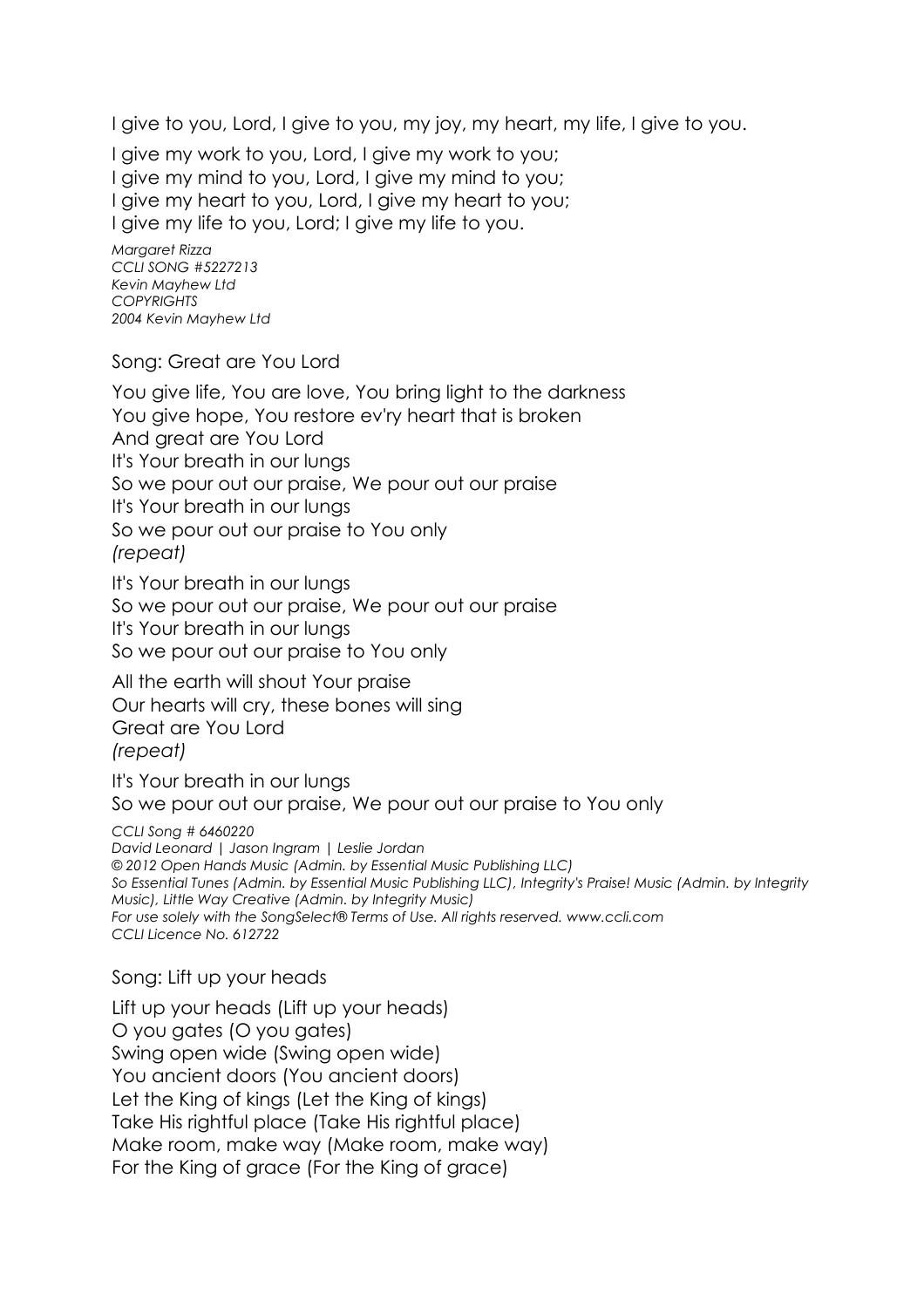I give to you, Lord, I give to you, my joy, my heart, my life, I give to you.

I give my work to you, Lord, I give my work to you;  
I give my mind to you, Lord, I give my mind to you;  
I give my heart to you, Lord, I give my heart to you;  
I give my life to you, Lord; I give my life to you.

*Margaret Rizza*  
*CCLI SONG #5227213*  
*Kevin Mayhew Ltd*  
*COPYRIGHTS*  
*2004 Kevin Mayhew Ltd*

Song: Great are You Lord

You give life, You are love, You bring light to the darkness  
You give hope, You restore ev'ry heart that is broken  
And great are You Lord  
It's Your breath in our lungs  
So we pour out our praise, We pour out our praise  
It's Your breath in our lungs  
So we pour out our praise to You only  
*(repeat)*

It's Your breath in our lungs  
So we pour out our praise, We pour out our praise  
It's Your breath in our lungs  
So we pour out our praise to You only

All the earth will shout Your praise  
Our hearts will cry, these bones will sing  
Great are You Lord  
*(repeat)*

It's Your breath in our lungs  
So we pour out our praise, We pour out our praise to You only

*CCLI Song # 6460220*  
*David Leonard | Jason Ingram | Leslie Jordan*  
*© 2012 Open Hands Music (Admin. by Essential Music Publishing LLC)*  
*So Essential Tunes (Admin. by Essential Music Publishing LLC), Integrity's Praise! Music (Admin. by Integrity Music), Little Way Creative (Admin. by Integrity Music)*  
*For use solely with the SongSelect® Terms of Use. All rights reserved. www.ccli.com*  
*CCLI Licence No. 612722*

Song: Lift up your heads

Lift up your heads (Lift up your heads)  
O you gates (O you gates)  
Swing open wide (Swing open wide)  
You ancient doors (You ancient doors)  
Let the King of kings (Let the King of kings)  
Take His rightful place (Take His rightful place)  
Make room, make way (Make room, make way)  
For the King of grace (For the King of grace)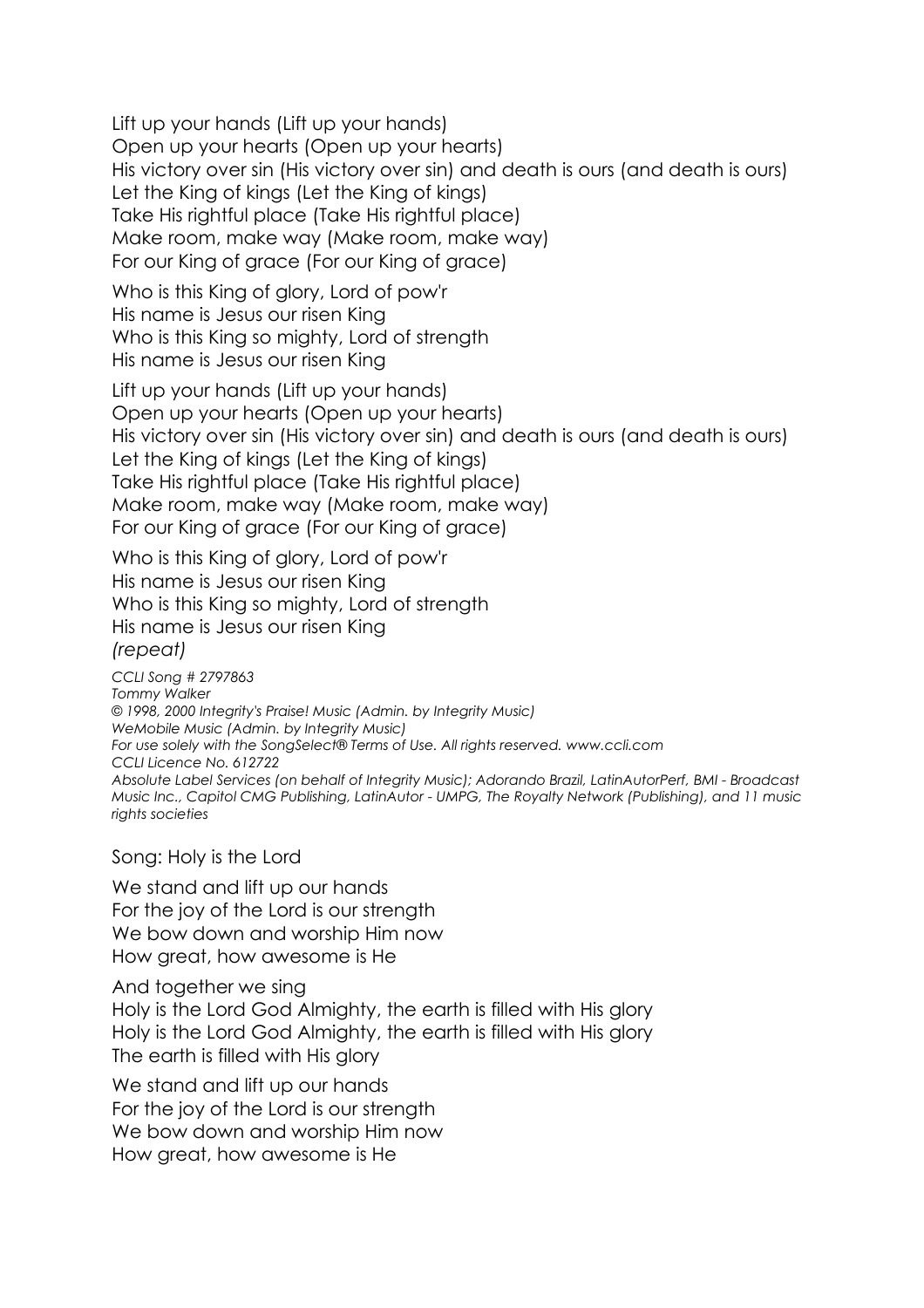Lift up your hands (Lift up your hands)
Open up your hearts (Open up your hearts)
His victory over sin (His victory over sin) and death is ours (and death is ours)
Let the King of kings (Let the King of kings)
Take His rightful place (Take His rightful place)
Make room, make way (Make room, make way)
For our King of grace (For our King of grace)

Who is this King of glory, Lord of pow'r
His name is Jesus our risen King
Who is this King so mighty, Lord of strength
His name is Jesus our risen King

Lift up your hands (Lift up your hands)
Open up your hearts (Open up your hearts)
His victory over sin (His victory over sin) and death is ours (and death is ours)
Let the King of kings (Let the King of kings)
Take His rightful place (Take His rightful place)
Make room, make way (Make room, make way)
For our King of grace (For our King of grace)

Who is this King of glory, Lord of pow'r
His name is Jesus our risen King
Who is this King so mighty, Lord of strength
His name is Jesus our risen King
*(repeat)*

*CCLI Song # 2797863*
*Tommy Walker*
*© 1998, 2000 Integrity's Praise! Music (Admin. by Integrity Music)*
*WeMobile Music (Admin. by Integrity Music)*
*For use solely with the SongSelect® Terms of Use. All rights reserved. www.ccli.com*
*CCLI Licence No. 612722*
*Absolute Label Services (on behalf of Integrity Music); Adorando Brazil, LatinAutorPerf, BMI - Broadcast Music Inc., Capitol CMG Publishing, LatinAutor - UMPG, The Royalty Network (Publishing), and 11 music rights societies*

Song: Holy is the Lord

We stand and lift up our hands
For the joy of the Lord is our strength
We bow down and worship Him now
How great, how awesome is He

And together we sing
Holy is the Lord God Almighty, the earth is filled with His glory
Holy is the Lord God Almighty, the earth is filled with His glory
The earth is filled with His glory

We stand and lift up our hands
For the joy of the Lord is our strength
We bow down and worship Him now
How great, how awesome is He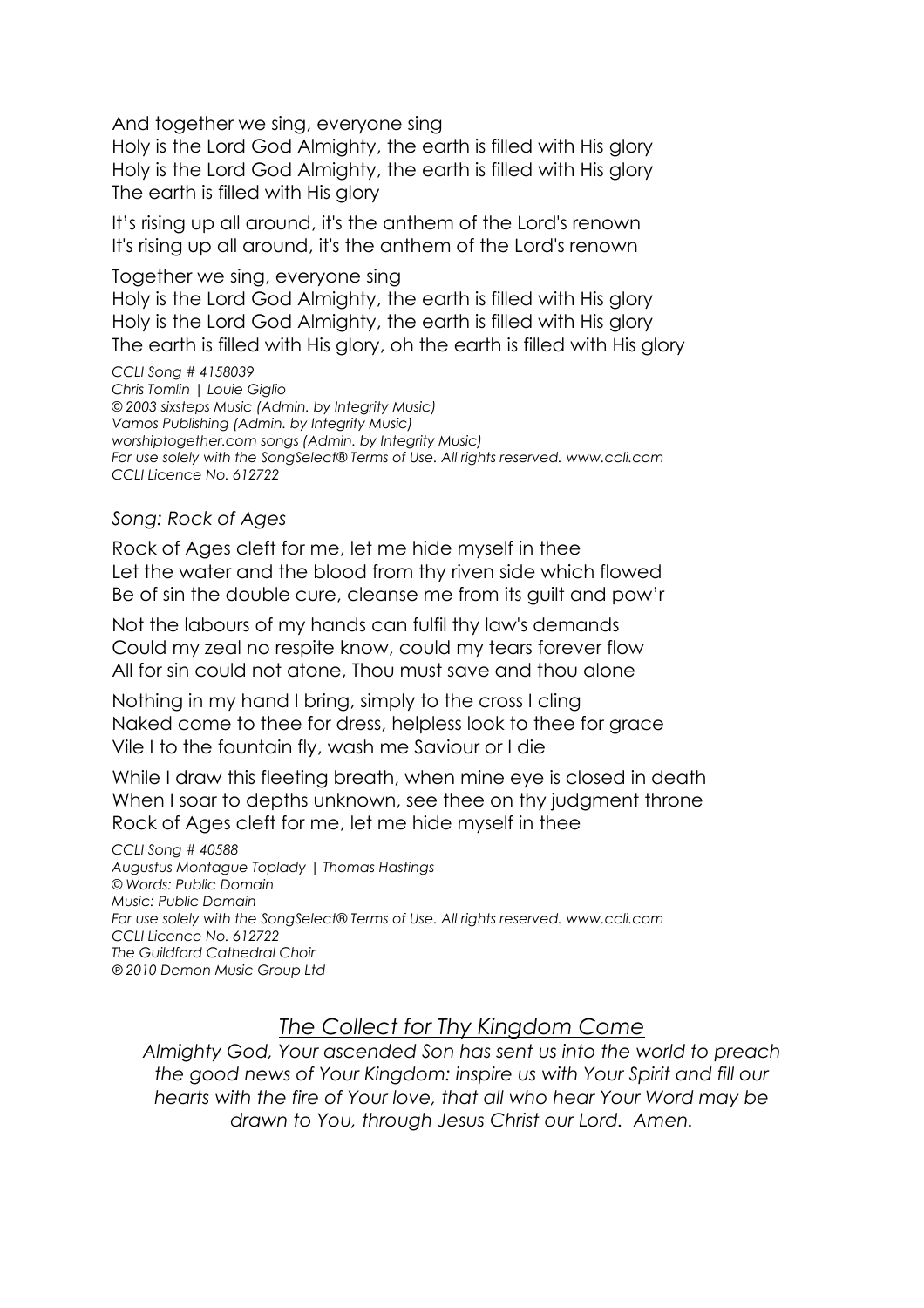And together we sing, everyone sing
Holy is the Lord God Almighty, the earth is filled with His glory
Holy is the Lord God Almighty, the earth is filled with His glory
The earth is filled with His glory

It's rising up all around, it's the anthem of the Lord's renown
It's rising up all around, it's the anthem of the Lord's renown

Together we sing, everyone sing
Holy is the Lord God Almighty, the earth is filled with His glory
Holy is the Lord God Almighty, the earth is filled with His glory
The earth is filled with His glory, oh the earth is filled with His glory

*CCLI Song # 4158039*
*Chris Tomlin | Louie Giglio*
*© 2003 sixsteps Music (Admin. by Integrity Music)*
*Vamos Publishing (Admin. by Integrity Music)*
*worshiptogether.com songs (Admin. by Integrity Music)*
*For use solely with the SongSelect® Terms of Use. All rights reserved. www.ccli.com*
*CCLI Licence No. 612722*

*Song: Rock of Ages*

Rock of Ages cleft for me, let me hide myself in thee
Let the water and the blood from thy riven side which flowed
Be of sin the double cure, cleanse me from its guilt and pow'r

Not the labours of my hands can fulfil thy law's demands
Could my zeal no respite know, could my tears forever flow
All for sin could not atone, Thou must save and thou alone

Nothing in my hand I bring, simply to the cross I cling
Naked come to thee for dress, helpless look to thee for grace
Vile I to the fountain fly, wash me Saviour or I die

While I draw this fleeting breath, when mine eye is closed in death
When I soar to depths unknown, see thee on thy judgment throne
Rock of Ages cleft for me, let me hide myself in thee

*CCLI Song # 40588*
*Augustus Montague Toplady | Thomas Hastings*
*© Words: Public Domain*
*Music: Public Domain*
*For use solely with the SongSelect® Terms of Use. All rights reserved. www.ccli.com*
*CCLI Licence No. 612722*
*The Guildford Cathedral Choir*
*℗ 2010 Demon Music Group Ltd*

## *The Collect for Thy Kingdom Come*

*Almighty God, Your ascended Son has sent us into the world to preach the good news of Your Kingdom: inspire us with Your Spirit and fill our hearts with the fire of Your love, that all who hear Your Word may be drawn to You, through Jesus Christ our Lord. Amen.*